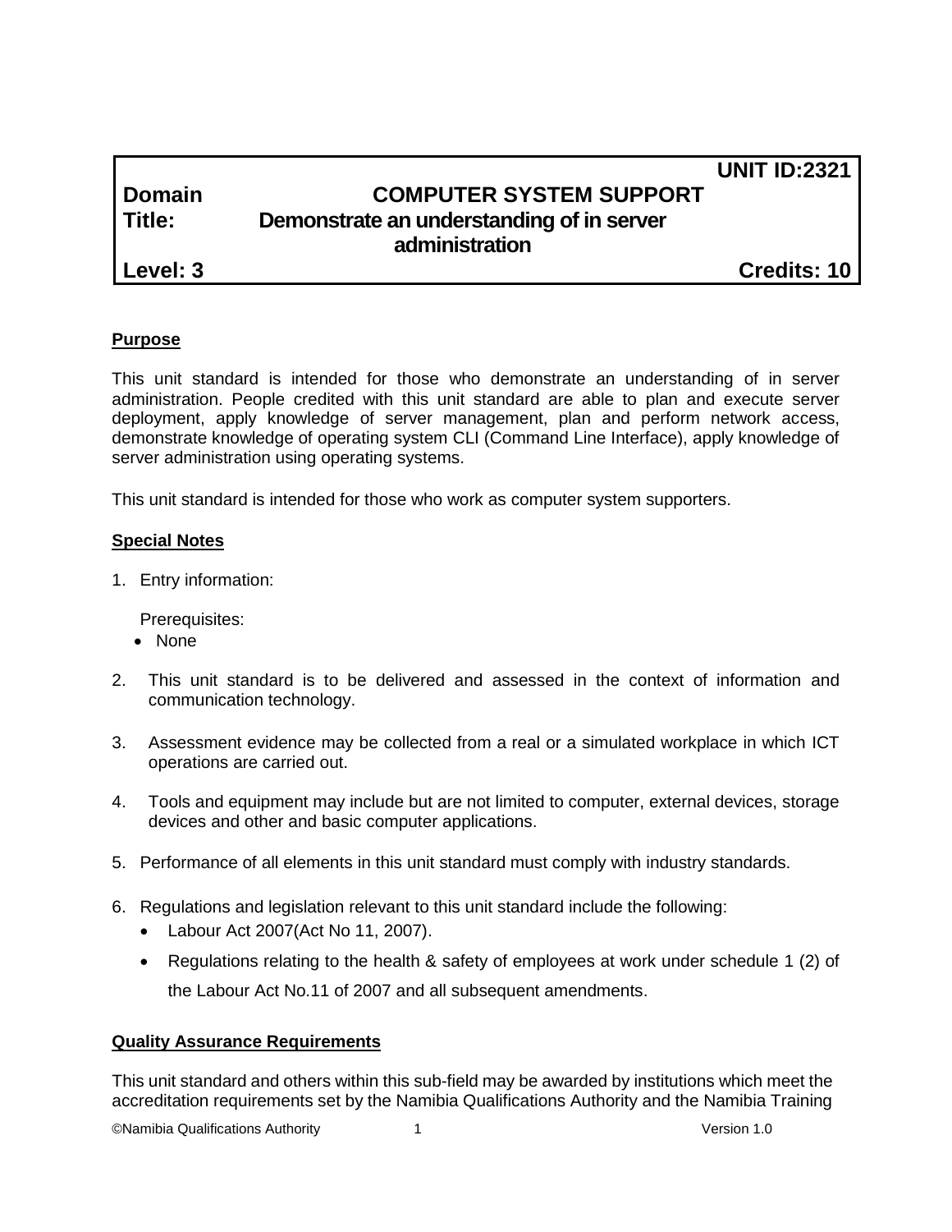**UNIT ID:2321**

| | |
|---|---|
| **Domain** | **COMPUTER SYSTEM SUPPORT** |
| **Title:** | **Demonstrate an understanding of in server administration** |
| **Level: 3** | **Credits: 10** |

**Purpose**

This unit standard is intended for those who demonstrate an understanding of in server administration. People credited with this unit standard are able to plan and execute server deployment, apply knowledge of server management, plan and perform network access, demonstrate knowledge of operating system CLI (Command Line Interface), apply knowledge of server administration using operating systems.

This unit standard is intended for those who work as computer system supporters.

**Special Notes**

1. Entry information:

   Prerequisites:
   - None

2. This unit standard is to be delivered and assessed in the context of information and communication technology.

3. Assessment evidence may be collected from a real or a simulated workplace in which ICT operations are carried out.

4. Tools and equipment may include but are not limited to computer, external devices, storage devices and other and basic computer applications.

5. Performance of all elements in this unit standard must comply with industry standards.

6. Regulations and legislation relevant to this unit standard include the following:
   - Labour Act 2007(Act No 11, 2007).
   - Regulations relating to the health & safety of employees at work under schedule 1 (2) of the Labour Act No.11 of 2007 and all subsequent amendments.

**Quality Assurance Requirements**

This unit standard and others within this sub-field may be awarded by institutions which meet the accreditation requirements set by the Namibia Qualifications Authority and the Namibia Training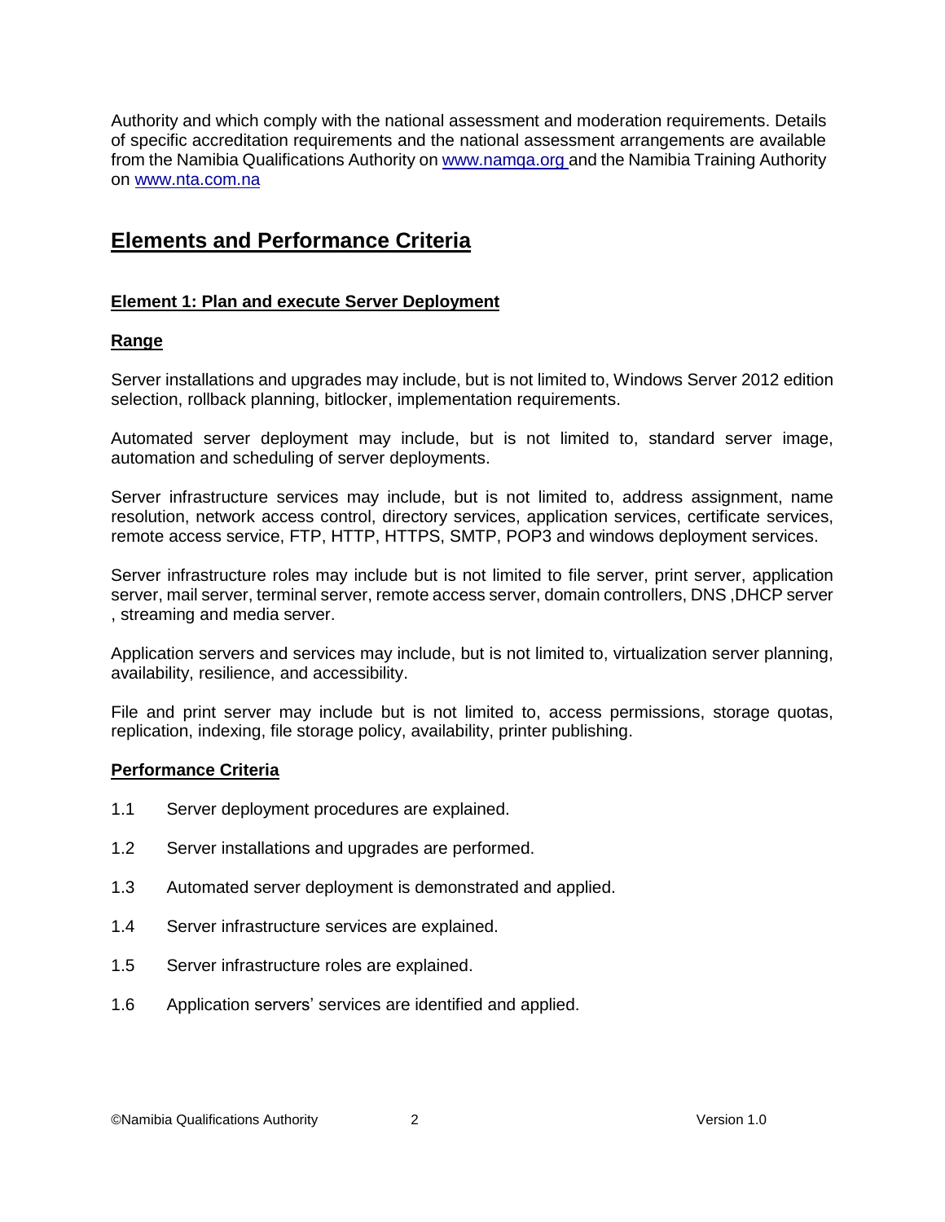Authority and which comply with the national assessment and moderation requirements. Details of specific accreditation requirements and the national assessment arrangements are available from the Namibia Qualifications Authority on [www.namqa.org](www.namqa.org) and the Namibia Training Authority on [www.nta.com.na](www.nta.com.na)

## Elements and Performance Criteria

### Element 1: Plan and execute Server Deployment

#### Range

Server installations and upgrades may include, but is not limited to, Windows Server 2012 edition selection, rollback planning, bitlocker, implementation requirements.

Automated server deployment may include, but is not limited to, standard server image, automation and scheduling of server deployments.

Server infrastructure services may include, but is not limited to, address assignment, name resolution, network access control, directory services, application services, certificate services, remote access service, FTP, HTTP, HTTPS, SMTP, POP3 and windows deployment services.

Server infrastructure roles may include but is not limited to file server, print server, application server, mail server, terminal server, remote access server, domain controllers, DNS ,DHCP server , streaming and media server.

Application servers and services may include, but is not limited to, virtualization server planning, availability, resilience, and accessibility.

File and print server may include but is not limited to, access permissions, storage quotas, replication, indexing, file storage policy, availability, printer publishing.

#### Performance Criteria

1.1 Server deployment procedures are explained.

1.2 Server installations and upgrades are performed.

1.3 Automated server deployment is demonstrated and applied.

1.4 Server infrastructure services are explained.

1.5 Server infrastructure roles are explained.

1.6 Application servers' services are identified and applied.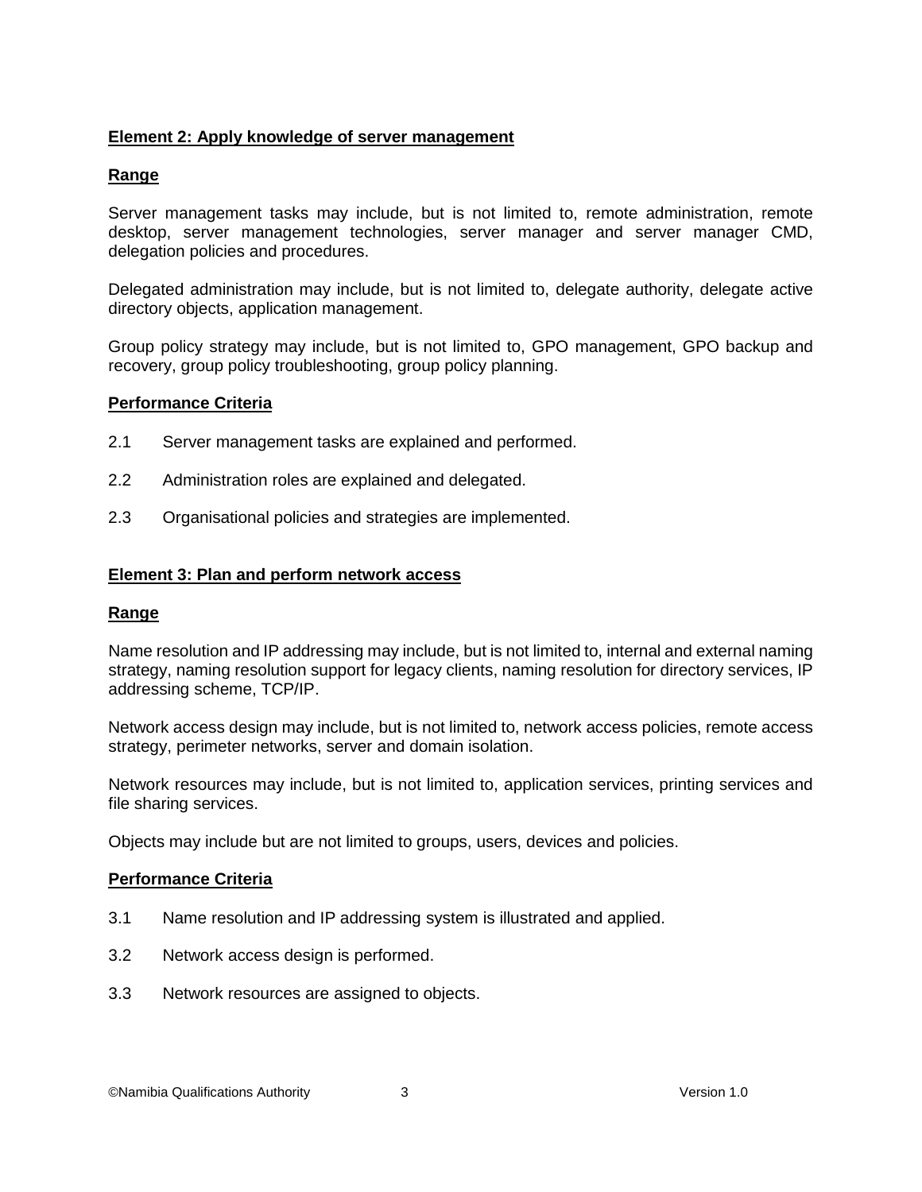**Element 2: Apply knowledge of server management**

**Range**

Server management tasks may include, but is not limited to, remote administration, remote desktop, server management technologies, server manager and server manager CMD, delegation policies and procedures.

Delegated administration may include, but is not limited to, delegate authority, delegate active directory objects, application management.

Group policy strategy may include, but is not limited to, GPO management, GPO backup and recovery, group policy troubleshooting, group policy planning.

**Performance Criteria**

2.1 Server management tasks are explained and performed.

2.2 Administration roles are explained and delegated.

2.3 Organisational policies and strategies are implemented.

**Element 3: Plan and perform network access**

**Range**

Name resolution and IP addressing may include, but is not limited to, internal and external naming strategy, naming resolution support for legacy clients, naming resolution for directory services, IP addressing scheme, TCP/IP.

Network access design may include, but is not limited to, network access policies, remote access strategy, perimeter networks, server and domain isolation.

Network resources may include, but is not limited to, application services, printing services and file sharing services.

Objects may include but are not limited to groups, users, devices and policies.

**Performance Criteria**

3.1 Name resolution and IP addressing system is illustrated and applied.

3.2 Network access design is performed.

3.3 Network resources are assigned to objects.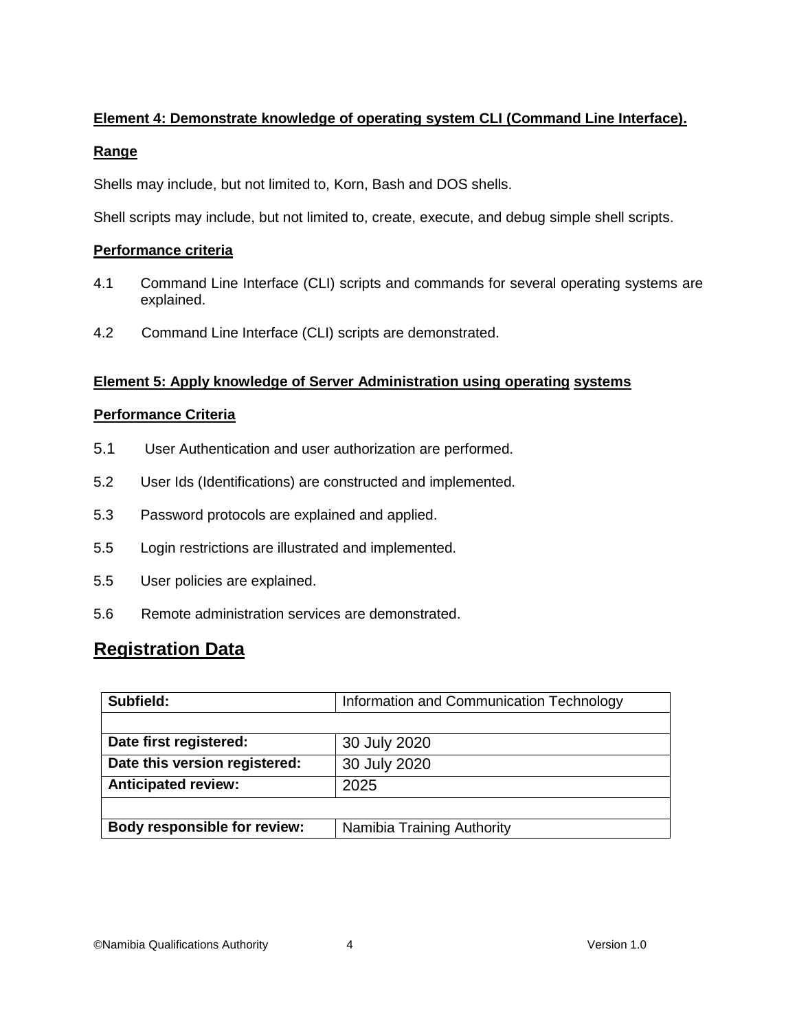**Element 4: Demonstrate knowledge of operating system CLI (Command Line Interface).**

**Range**

Shells may include, but not limited to, Korn, Bash and DOS shells.

Shell scripts may include, but not limited to, create, execute, and debug simple shell scripts.

**Performance criteria**

4.1 Command Line Interface (CLI) scripts and commands for several operating systems are explained.

4.2 Command Line Interface (CLI) scripts are demonstrated.

**Element 5: Apply knowledge of Server Administration using operating systems**

**Performance Criteria**

5.1 User Authentication and user authorization are performed.

5.2 User Ids (Identifications) are constructed and implemented.

5.3 Password protocols are explained and applied.

5.5 Login restrictions are illustrated and implemented.

5.5 User policies are explained.

5.6 Remote administration services are demonstrated.

## Registration Data

| | |
|---|---|
| **Subfield:** | Information and Communication Technology |
| | |
| **Date first registered:** | 30 July 2020 |
| **Date this version registered:** | 30 July 2020 |
| **Anticipated review:** | 2025 |
| | |
| **Body responsible for review:** | Namibia Training Authority |